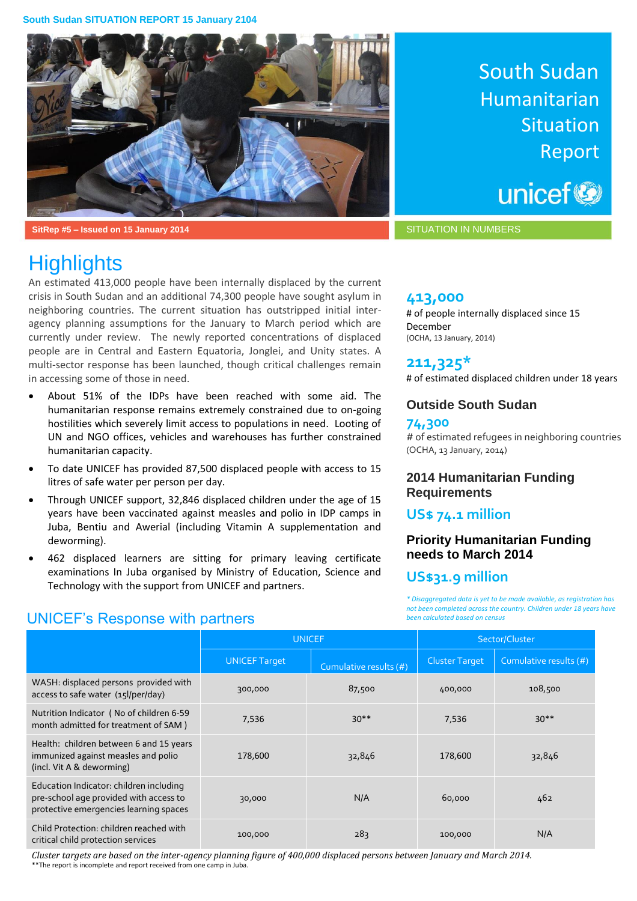South Sudan SITUATION REPORT 15 January 2104

# South Sudan Humanitarian Situation Report

unicef

SitRep #5 – Issued on 15 January 2014

# Highlights

An estimated 413,000 people have been internally displaced by the current crisis in South Sudan and an additional 74,300 people have sought asylum in neighboring countries. The current situation has outstripped initial inter-agency planning assumptions for the January to March period which are currently under review. The newly reported concentrations of displaced people are in Central and Eastern Equatoria, Jonglei, and Unity states. A multi-sector response has been launched, though critical challenges remain in accessing some of those in need.

- About 51% of the IDPs have been reached with some aid. The humanitarian response remains extremely constrained due to on-going hostilities which severely limit access to populations in need. Looting of UN and NGO offices, vehicles and warehouses has further constrained humanitarian capacity.
- To date UNICEF has provided 87,500 displaced people with access to 15 litres of safe water per person per day.
- Through UNICEF support, 32,846 displaced children under the age of 15 years have been vaccinated against measles and polio in IDP camps in Juba, Bentiu and Awerial (including Vitamin A supplementation and deworming).
- 462 displaced learners are sitting for primary leaving certificate examinations In Juba organised by Ministry of Education, Science and Technology with the support from UNICEF and partners.

## SITUATION IN NUMBERS

**413,000**
# of people internally displaced since 15 December
(OCHA, 13 January, 2014)

**211,325***
# of estimated displaced children under 18 years

### Outside South Sudan

**74,300**
# of estimated refugees in neighboring countries
(OCHA, 13 January, 2014)

### 2014 Humanitarian Funding Requirements

**US$ 74.1 million**

### Priority Humanitarian Funding needs to March 2014

**US$31.9 million**

*\* Disaggregated data is yet to be made available, as registration has not been completed across the country. Children under 18 years have been calculated based on census*

## UNICEF's Response with partners

| | UNICEF | | Sector/Cluster | |
|---|---|---|---|---|
| | UNICEF Target | Cumulative results (#) | Cluster Target | Cumulative results (#) |
| WASH: displaced persons provided with access to safe water (15l/per/day) | 300,000 | 87,500 | 400,000 | 108,500 |
| Nutrition Indicator ( No of children 6-59 month admitted for treatment of SAM ) | 7,536 | 30** | 7,536 | 30** |
| Health: children between 6 and 15 years immunized against measles and polio (incl. Vit A & deworming) | 178,600 | 32,846 | 178,600 | 32,846 |
| Education Indicator: children including pre-school age provided with access to protective emergencies learning spaces | 30,000 | N/A | 60,000 | 462 |
| Child Protection: children reached with critical child protection services | 100,000 | 283 | 100,000 | N/A |

*Cluster targets are based on the inter-agency planning figure of 400,000 displaced persons between January and March 2014.*

**The report is incomplete and report received from one camp in Juba.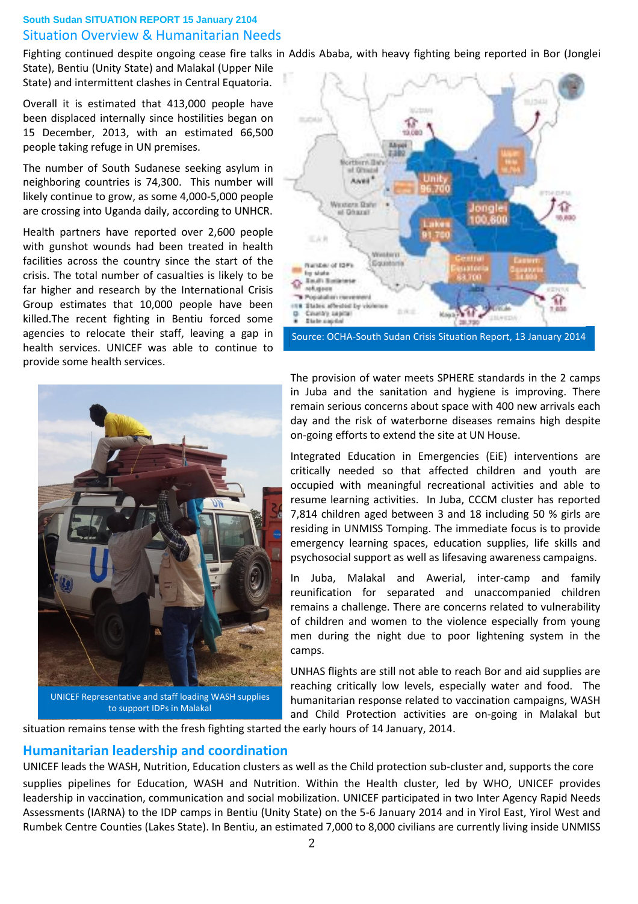South Sudan SITUATION REPORT 15 January 2104

## Situation Overview & Humanitarian Needs

Fighting continued despite ongoing cease fire talks in Addis Ababa, with heavy fighting being reported in Bor (Jonglei State), Bentiu (Unity State) and Malakal (Upper Nile State) and intermittent clashes in Central Equatoria.

Overall it is estimated that 413,000 people have been displaced internally since hostilities began on 15 December, 2013, with an estimated 66,500 people taking refuge in UN premises.

The number of South Sudanese seeking asylum in neighboring countries is 74,300. This number will likely continue to grow, as some 4,000-5,000 people are crossing into Uganda daily, according to UNHCR.

Health partners have reported over 2,600 people with gunshot wounds had been treated in health facilities across the country since the start of the crisis. The total number of casualties is likely to be far higher and research by the International Crisis Group estimates that 10,000 people have been killed.The recent fighting in Bentiu forced some agencies to relocate their staff, leaving a gap in health services. UNICEF was able to continue to provide some health services.

Source: OCHA-South Sudan Crisis Situation Report, 13 January 2014

UNICEF Representative and staff loading WASH supplies to support IDPs in Malakal

The provision of water meets SPHERE standards in the 2 camps in Juba and the sanitation and hygiene is improving. There remain serious concerns about space with 400 new arrivals each day and the risk of waterborne diseases remains high despite on-going efforts to extend the site at UN House.

Integrated Education in Emergencies (EiE) interventions are critically needed so that affected children and youth are occupied with meaningful recreational activities and able to resume learning activities. In Juba, CCCM cluster has reported 7,814 children aged between 3 and 18 including 50 % girls are residing in UNMISS Tomping. The immediate focus is to provide emergency learning spaces, education supplies, life skills and psychosocial support as well as lifesaving awareness campaigns.

In Juba, Malakal and Awerial, inter-camp and family reunification for separated and unaccompanied children remains a challenge. There are concerns related to vulnerability of children and women to the violence especially from young men during the night due to poor lightening system in the camps.

UNHAS flights are still not able to reach Bor and aid supplies are reaching critically low levels, especially water and food. The humanitarian response related to vaccination campaigns, WASH and Child Protection activities are on-going in Malakal but situation remains tense with the fresh fighting started the early hours of 14 January, 2014.

## Humanitarian leadership and coordination

UNICEF leads the WASH, Nutrition, Education clusters as well as the Child protection sub-cluster and, supports the core supplies pipelines for Education, WASH and Nutrition. Within the Health cluster, led by WHO, UNICEF provides leadership in vaccination, communication and social mobilization. UNICEF participated in two Inter Agency Rapid Needs Assessments (IARNA) to the IDP camps in Bentiu (Unity State) on the 5-6 January 2014 and in Yirol East, Yirol West and Rumbek Centre Counties (Lakes State). In Bentiu, an estimated 7,000 to 8,000 civilians are currently living inside UNMISS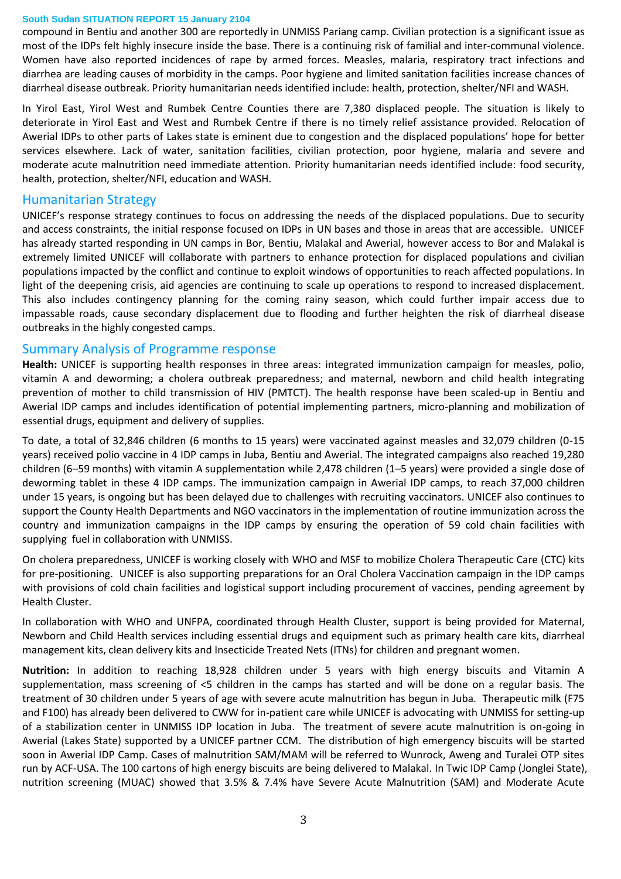compound in Bentiu and another 300 are reportedly in UNMISS Pariang camp. Civilian protection is a significant issue as most of the IDPs felt highly insecure inside the base. There is a continuing risk of familial and inter-communal violence. Women have also reported incidences of rape by armed forces. Measles, malaria, respiratory tract infections and diarrhea are leading causes of morbidity in the camps. Poor hygiene and limited sanitation facilities increase chances of diarrheal disease outbreak. Priority humanitarian needs identified include: health, protection, shelter/NFI and WASH.

In Yirol East, Yirol West and Rumbek Centre Counties there are 7,380 displaced people. The situation is likely to deteriorate in Yirol East and West and Rumbek Centre if there is no timely relief assistance provided. Relocation of Awerial IDPs to other parts of Lakes state is eminent due to congestion and the displaced populations' hope for better services elsewhere. Lack of water, sanitation facilities, civilian protection, poor hygiene, malaria and severe and moderate acute malnutrition need immediate attention. Priority humanitarian needs identified include: food security, health, protection, shelter/NFI, education and WASH.

## Humanitarian Strategy

UNICEF's response strategy continues to focus on addressing the needs of the displaced populations. Due to security and access constraints, the initial response focused on IDPs in UN bases and those in areas that are accessible. UNICEF has already started responding in UN camps in Bor, Bentiu, Malakal and Awerial, however access to Bor and Malakal is extremely limited UNICEF will collaborate with partners to enhance protection for displaced populations and civilian populations impacted by the conflict and continue to exploit windows of opportunities to reach affected populations. In light of the deepening crisis, aid agencies are continuing to scale up operations to respond to increased displacement. This also includes contingency planning for the coming rainy season, which could further impair access due to impassable roads, cause secondary displacement due to flooding and further heighten the risk of diarrheal disease outbreaks in the highly congested camps.

## Summary Analysis of Programme response

**Health:** UNICEF is supporting health responses in three areas: integrated immunization campaign for measles, polio, vitamin A and deworming; a cholera outbreak preparedness; and maternal, newborn and child health integrating prevention of mother to child transmission of HIV (PMTCT). The health response have been scaled-up in Bentiu and Awerial IDP camps and includes identification of potential implementing partners, micro-planning and mobilization of essential drugs, equipment and delivery of supplies.

To date, a total of 32,846 children (6 months to 15 years) were vaccinated against measles and 32,079 children (0-15 years) received polio vaccine in 4 IDP camps in Juba, Bentiu and Awerial. The integrated campaigns also reached 19,280 children (6–59 months) with vitamin A supplementation while 2,478 children (1–5 years) were provided a single dose of deworming tablet in these 4 IDP camps. The immunization campaign in Awerial IDP camps, to reach 37,000 children under 15 years, is ongoing but has been delayed due to challenges with recruiting vaccinators. UNICEF also continues to support the County Health Departments and NGO vaccinators in the implementation of routine immunization across the country and immunization campaigns in the IDP camps by ensuring the operation of 59 cold chain facilities with supplying fuel in collaboration with UNMISS.

On cholera preparedness, UNICEF is working closely with WHO and MSF to mobilize Cholera Therapeutic Care (CTC) kits for pre-positioning. UNICEF is also supporting preparations for an Oral Cholera Vaccination campaign in the IDP camps with provisions of cold chain facilities and logistical support including procurement of vaccines, pending agreement by Health Cluster.

In collaboration with WHO and UNFPA, coordinated through Health Cluster, support is being provided for Maternal, Newborn and Child Health services including essential drugs and equipment such as primary health care kits, diarrheal management kits, clean delivery kits and Insecticide Treated Nets (ITNs) for children and pregnant women.

**Nutrition:** In addition to reaching 18,928 children under 5 years with high energy biscuits and Vitamin A supplementation, mass screening of <5 children in the camps has started and will be done on a regular basis. The treatment of 30 children under 5 years of age with severe acute malnutrition has begun in Juba. Therapeutic milk (F75 and F100) has already been delivered to CWW for in-patient care while UNICEF is advocating with UNMISS for setting-up of a stabilization center in UNMISS IDP location in Juba. The treatment of severe acute malnutrition is on-going in Awerial (Lakes State) supported by a UNICEF partner CCM. The distribution of high emergency biscuits will be started soon in Awerial IDP Camp. Cases of malnutrition SAM/MAM will be referred to Wunrock, Aweng and Turalei OTP sites run by ACF-USA. The 100 cartons of high energy biscuits are being delivered to Malakal. In Twic IDP Camp (Jonglei State), nutrition screening (MUAC) showed that 3.5% & 7.4% have Severe Acute Malnutrition (SAM) and Moderate Acute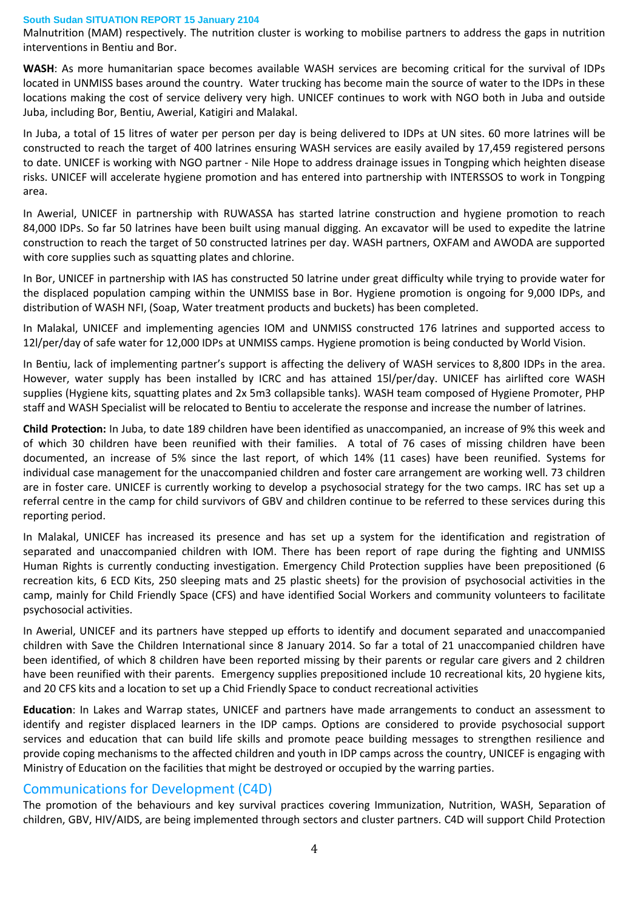Malnutrition (MAM) respectively. The nutrition cluster is working to mobilise partners to address the gaps in nutrition interventions in Bentiu and Bor.

**WASH**: As more humanitarian space becomes available WASH services are becoming critical for the survival of IDPs located in UNMISS bases around the country. Water trucking has become main the source of water to the IDPs in these locations making the cost of service delivery very high. UNICEF continues to work with NGO both in Juba and outside Juba, including Bor, Bentiu, Awerial, Katigiri and Malakal.

In Juba, a total of 15 litres of water per person per day is being delivered to IDPs at UN sites. 60 more latrines will be constructed to reach the target of 400 latrines ensuring WASH services are easily availed by 17,459 registered persons to date. UNICEF is working with NGO partner - Nile Hope to address drainage issues in Tongping which heighten disease risks. UNICEF will accelerate hygiene promotion and has entered into partnership with INTERSSOS to work in Tongping area.

In Awerial, UNICEF in partnership with RUWASSA has started latrine construction and hygiene promotion to reach 84,000 IDPs. So far 50 latrines have been built using manual digging. An excavator will be used to expedite the latrine construction to reach the target of 50 constructed latrines per day. WASH partners, OXFAM and AWODA are supported with core supplies such as squatting plates and chlorine.

In Bor, UNICEF in partnership with IAS has constructed 50 latrine under great difficulty while trying to provide water for the displaced population camping within the UNMISS base in Bor. Hygiene promotion is ongoing for 9,000 IDPs, and distribution of WASH NFI, (Soap, Water treatment products and buckets) has been completed.

In Malakal, UNICEF and implementing agencies IOM and UNMISS constructed 176 latrines and supported access to 12l/per/day of safe water for 12,000 IDPs at UNMISS camps. Hygiene promotion is being conducted by World Vision.

In Bentiu, lack of implementing partner's support is affecting the delivery of WASH services to 8,800 IDPs in the area. However, water supply has been installed by ICRC and has attained 15l/per/day. UNICEF has airlifted core WASH supplies (Hygiene kits, squatting plates and 2x 5m3 collapsible tanks). WASH team composed of Hygiene Promoter, PHP staff and WASH Specialist will be relocated to Bentiu to accelerate the response and increase the number of latrines.

**Child Protection:** In Juba, to date 189 children have been identified as unaccompanied, an increase of 9% this week and of which 30 children have been reunified with their families. A total of 76 cases of missing children have been documented, an increase of 5% since the last report, of which 14% (11 cases) have been reunified. Systems for individual case management for the unaccompanied children and foster care arrangement are working well. 73 children are in foster care. UNICEF is currently working to develop a psychosocial strategy for the two camps. IRC has set up a referral centre in the camp for child survivors of GBV and children continue to be referred to these services during this reporting period.

In Malakal, UNICEF has increased its presence and has set up a system for the identification and registration of separated and unaccompanied children with IOM. There has been report of rape during the fighting and UNMISS Human Rights is currently conducting investigation. Emergency Child Protection supplies have been prepositioned (6 recreation kits, 6 ECD Kits, 250 sleeping mats and 25 plastic sheets) for the provision of psychosocial activities in the camp, mainly for Child Friendly Space (CFS) and have identified Social Workers and community volunteers to facilitate psychosocial activities.

In Awerial, UNICEF and its partners have stepped up efforts to identify and document separated and unaccompanied children with Save the Children International since 8 January 2014. So far a total of 21 unaccompanied children have been identified, of which 8 children have been reported missing by their parents or regular care givers and 2 children have been reunified with their parents. Emergency supplies prepositioned include 10 recreational kits, 20 hygiene kits, and 20 CFS kits and a location to set up a Chid Friendly Space to conduct recreational activities

**Education**: In Lakes and Warrap states, UNICEF and partners have made arrangements to conduct an assessment to identify and register displaced learners in the IDP camps. Options are considered to provide psychosocial support services and education that can build life skills and promote peace building messages to strengthen resilience and provide coping mechanisms to the affected children and youth in IDP camps across the country, UNICEF is engaging with Ministry of Education on the facilities that might be destroyed or occupied by the warring parties.

## Communications for Development (C4D)

The promotion of the behaviours and key survival practices covering Immunization, Nutrition, WASH, Separation of children, GBV, HIV/AIDS, are being implemented through sectors and cluster partners. C4D will support Child Protection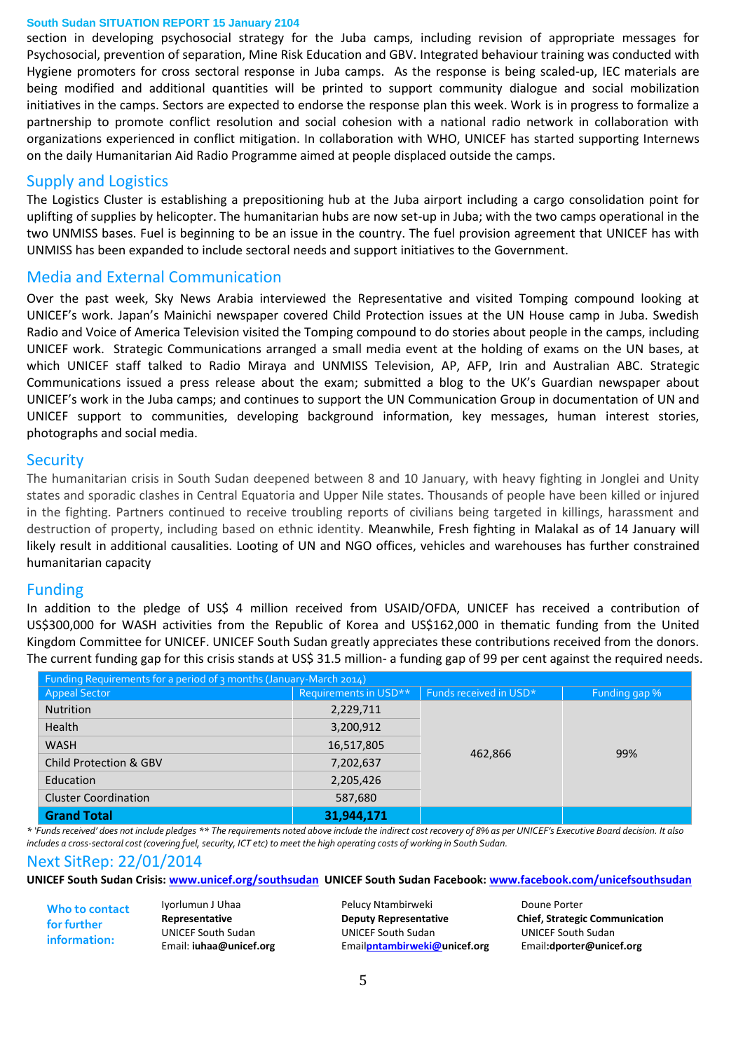section in developing psychosocial strategy for the Juba camps, including revision of appropriate messages for Psychosocial, prevention of separation, Mine Risk Education and GBV. Integrated behaviour training was conducted with Hygiene promoters for cross sectoral response in Juba camps. As the response is being scaled-up, IEC materials are being modified and additional quantities will be printed to support community dialogue and social mobilization initiatives in the camps. Sectors are expected to endorse the response plan this week. Work is in progress to formalize a partnership to promote conflict resolution and social cohesion with a national radio network in collaboration with organizations experienced in conflict mitigation. In collaboration with WHO, UNICEF has started supporting Internews on the daily Humanitarian Aid Radio Programme aimed at people displaced outside the camps.

## Supply and Logistics

The Logistics Cluster is establishing a prepositioning hub at the Juba airport including a cargo consolidation point for uplifting of supplies by helicopter. The humanitarian hubs are now set-up in Juba; with the two camps operational in the two UNMISS bases. Fuel is beginning to be an issue in the country. The fuel provision agreement that UNICEF has with UNMISS has been expanded to include sectoral needs and support initiatives to the Government.

## Media and External Communication

Over the past week, Sky News Arabia interviewed the Representative and visited Tomping compound looking at UNICEF's work. Japan's Mainichi newspaper covered Child Protection issues at the UN House camp in Juba. Swedish Radio and Voice of America Television visited the Tomping compound to do stories about people in the camps, including UNICEF work. Strategic Communications arranged a small media event at the holding of exams on the UN bases, at which UNICEF staff talked to Radio Miraya and UNMISS Television, AP, AFP, Irin and Australian ABC. Strategic Communications issued a press release about the exam; submitted a blog to the UK's Guardian newspaper about UNICEF's work in the Juba camps; and continues to support the UN Communication Group in documentation of UN and UNICEF support to communities, developing background information, key messages, human interest stories, photographs and social media.

## Security

The humanitarian crisis in South Sudan deepened between 8 and 10 January, with heavy fighting in Jonglei and Unity states and sporadic clashes in Central Equatoria and Upper Nile states. Thousands of people have been killed or injured in the fighting. Partners continued to receive troubling reports of civilians being targeted in killings, harassment and destruction of property, including based on ethnic identity. Meanwhile, Fresh fighting in Malakal as of 14 January will likely result in additional causalities. Looting of UN and NGO offices, vehicles and warehouses has further constrained humanitarian capacity

## Funding

In addition to the pledge of US$ 4 million received from USAID/OFDA, UNICEF has received a contribution of US$300,000 for WASH activities from the Republic of Korea and US$162,000 in thematic funding from the United Kingdom Committee for UNICEF. UNICEF South Sudan greatly appreciates these contributions received from the donors. The current funding gap for this crisis stands at US$ 31.5 million- a funding gap of 99 per cent against the required needs.

| Funding Requirements for a period of 3 months (January-March 2014) | | | |
|---|---|---|---|
| Appeal Sector | Requirements in USD** | Funds received in USD* | Funding gap % |
| Nutrition | 2,229,711 | 462,866 | 99% |
| Health | 3,200,912 | | |
| WASH | 16,517,805 | | |
| Child Protection & GBV | 7,202,637 | | |
| Education | 2,205,426 | | |
| Cluster Coordination | 587,680 | | |
| **Grand Total** | **31,944,171** | | |

*\* 'Funds received' does not include pledges \*\* The requirements noted above include the indirect cost recovery of 8% as per UNICEF's Executive Board decision. It also includes a cross-sectoral cost (covering fuel, security, ICT etc) to meet the high operating costs of working in South Sudan.*

## Next SitRep: 22/01/2014

**UNICEF South Sudan Crisis:** www.unicef.org/southsudan **UNICEF South Sudan Facebook:** www.facebook.com/unicefsouthsudan

**Who to contact for further information:**

Iyorlumun J Uhaa
**Representative**
UNICEF South Sudan
Email: **iuhaa@unicef.org**

Pelucy Ntambirweki
**Deputy Representative**
UNICEF South Sudan
Email **pntambirweki@unicef.org**

Doune Porter
**Chief, Strategic Communication**
UNICEF South Sudan
Email: **dporter@unicef.org**